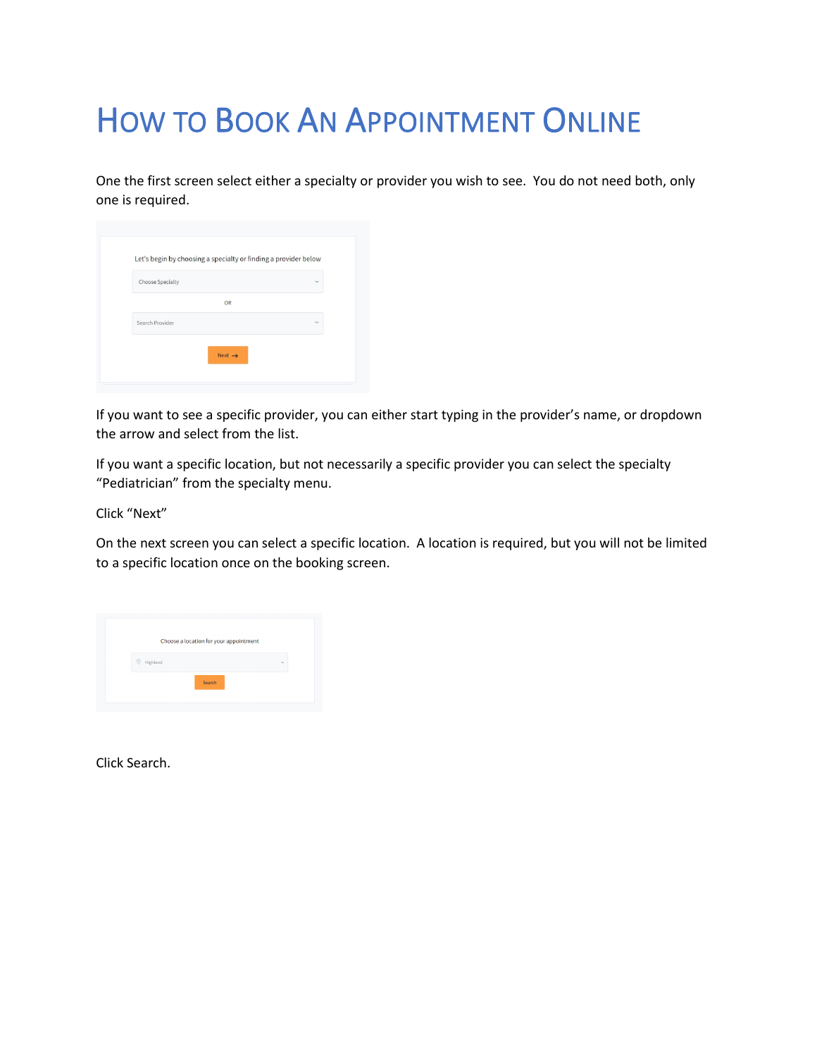# How to Book An Appointment Online

One the first screen select either a specialty or provider you wish to see. You do not need both, only one is required.

If you want to see a specific provider, you can either start typing in the provider's name, or dropdown the arrow and select from the list.

If you want a specific location, but not necessarily a specific provider you can select the specialty "Pediatrician" from the specialty menu.

Click "Next"

On the next screen you can select a specific location. A location is required, but you will not be limited to a specific location once on the booking screen.

Click Search.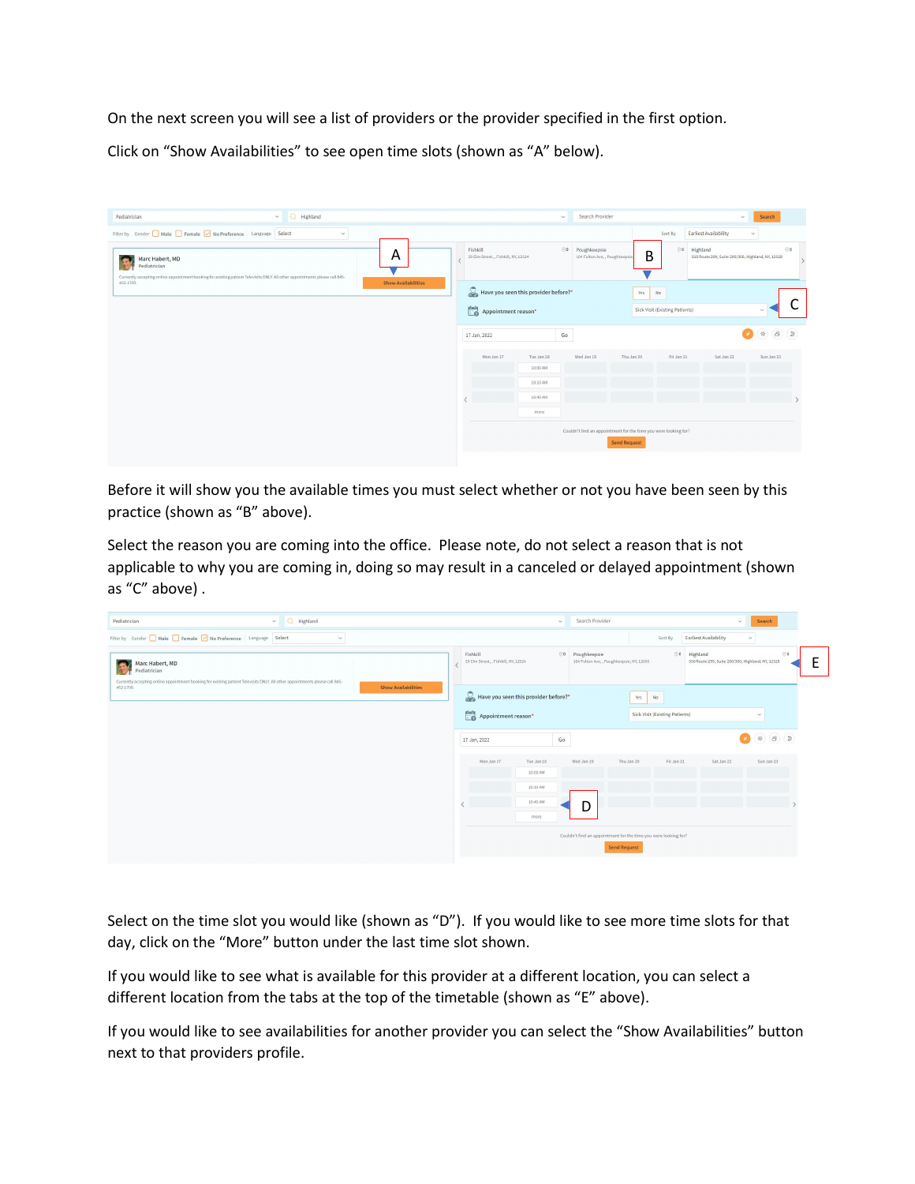On the next screen you will see a list of providers or the provider specified in the first option.

Click on "Show Availabilities" to see open time slots (shown as "A" below).

Before it will show you the available times you must select whether or not you have been seen by this practice (shown as "B" above).

Select the reason you are coming into the office. Please note, do not select a reason that is not applicable to why you are coming in, doing so may result in a canceled or delayed appointment (shown as "C" above) .

Select on the time slot you would like (shown as "D"). If you would like to see more time slots for that day, click on the "More" button under the last time slot shown.

If you would like to see what is available for this provider at a different location, you can select a different location from the tabs at the top of the timetable (shown as "E" above).

If you would like to see availabilities for another provider you can select the "Show Availabilities" button next to that providers profile.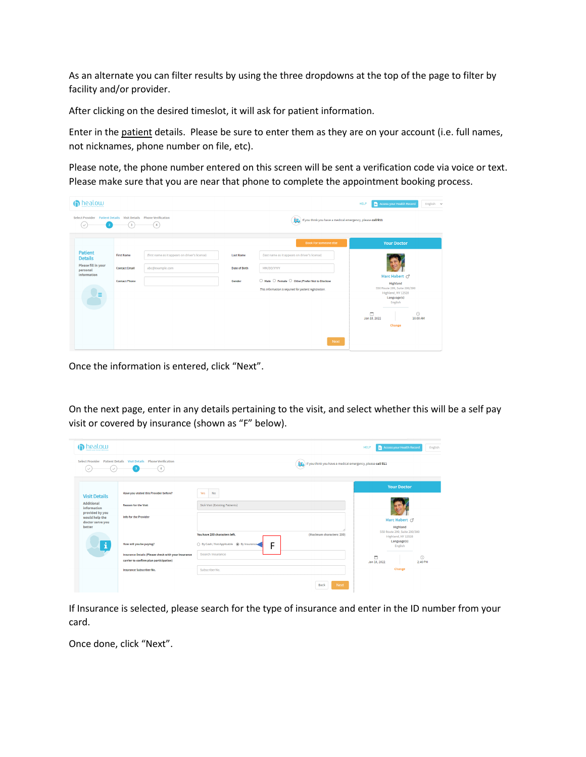As an alternate you can filter results by using the three dropdowns at the top of the page to filter by facility and/or provider.

After clicking on the desired timeslot, it will ask for patient information.

Enter in the patient details. Please be sure to enter them as they are on your account (i.e. full names, not nicknames, phone number on file, etc).

Please note, the phone number entered on this screen will be sent a verification code via voice or text. Please make sure that you are near that phone to complete the appointment booking process.

Once the information is entered, click "Next".

On the next page, enter in any details pertaining to the visit, and select whether this will be a self pay visit or covered by insurance (shown as "F" below).

If Insurance is selected, please search for the type of insurance and enter in the ID number from your card.

Once done, click "Next".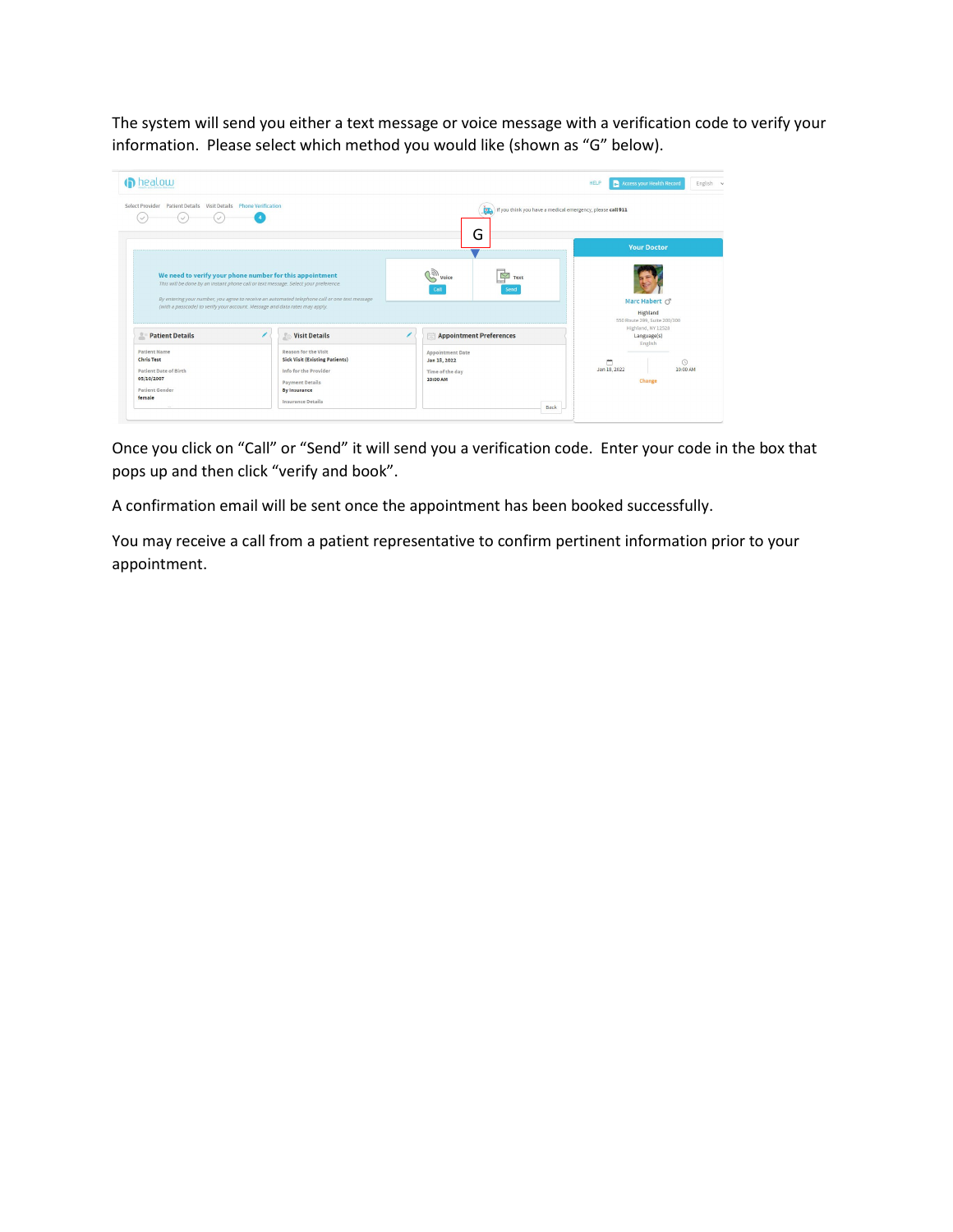The system will send you either a text message or voice message with a verification code to verify your information. Please select which method you would like (shown as "G" below).

Once you click on "Call" or "Send" it will send you a verification code. Enter your code in the box that pops up and then click "verify and book".

A confirmation email will be sent once the appointment has been booked successfully.

You may receive a call from a patient representative to confirm pertinent information prior to your appointment.